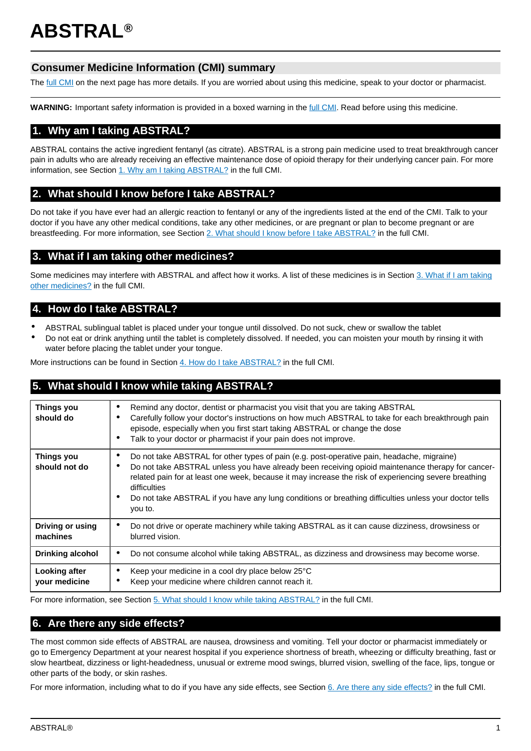# ABSTRAL®

## Consumer Medicine Information (CMI) summary

The full CMI on the next page has more details. If you are worried about using this medicine, speak to your doctor or pharmacist.

**WARNING:** Important safety information is provided in a boxed warning in the full CMI. Read before using this medicine.

## 1. Why am I taking ABSTRAL?

ABSTRAL contains the active ingredient fentanyl (as citrate). ABSTRAL is a strong pain medicine used to treat breakthrough cancer pain in adults who are already receiving an effective maintenance dose of opioid therapy for their underlying cancer pain. For more information, see Section 1. Why am I taking ABSTRAL? in the full CMI.

## 2. What should I know before I take ABSTRAL?

Do not take if you have ever had an allergic reaction to fentanyl or any of the ingredients listed at the end of the CMI. Talk to your doctor if you have any other medical conditions, take any other medicines, or are pregnant or plan to become pregnant or are breastfeeding. For more information, see Section 2. What should I know before I take ABSTRAL? in the full CMI.

## 3. What if I am taking other medicines?

Some medicines may interfere with ABSTRAL and affect how it works. A list of these medicines is in Section 3. What if I am taking other medicines? in the full CMI.

## 4. How do I take ABSTRAL?

- ABSTRAL sublingual tablet is placed under your tongue until dissolved. Do not suck, chew or swallow the tablet
- Do not eat or drink anything until the tablet is completely dissolved. If needed, you can moisten your mouth by rinsing it with water before placing the tablet under your tongue.

More instructions can be found in Section 4. How do I take ABSTRAL? in the full CMI.

## 5. What should I know while taking ABSTRAL?

| | |
|---|---|
| **Things you should do** | • Remind any doctor, dentist or pharmacist you visit that you are taking ABSTRAL<br>• Carefully follow your doctor's instructions on how much ABSTRAL to take for each breakthrough pain episode, especially when you first start taking ABSTRAL or change the dose<br>• Talk to your doctor or pharmacist if your pain does not improve. |
| **Things you should not do** | • Do not take ABSTRAL for other types of pain (e.g. post-operative pain, headache, migraine)<br>• Do not take ABSTRAL unless you have already been receiving opioid maintenance therapy for cancer-related pain for at least one week, because it may increase the risk of experiencing severe breathing difficulties<br>• Do not take ABSTRAL if you have any lung conditions or breathing difficulties unless your doctor tells you to. |
| **Driving or using machines** | • Do not drive or operate machinery while taking ABSTRAL as it can cause dizziness, drowsiness or blurred vision. |
| **Drinking alcohol** | • Do not consume alcohol while taking ABSTRAL, as dizziness and drowsiness may become worse. |
| **Looking after your medicine** | • Keep your medicine in a cool dry place below 25°C<br>• Keep your medicine where children cannot reach it. |

For more information, see Section 5. What should I know while taking ABSTRAL? in the full CMI.

## 6. Are there any side effects?

The most common side effects of ABSTRAL are nausea, drowsiness and vomiting. Tell your doctor or pharmacist immediately or go to Emergency Department at your nearest hospital if you experience shortness of breath, wheezing or difficulty breathing, fast or slow heartbeat, dizziness or light-headedness, unusual or extreme mood swings, blurred vision, swelling of the face, lips, tongue or other parts of the body, or skin rashes.

For more information, including what to do if you have any side effects, see Section 6. Are there any side effects? in the full CMI.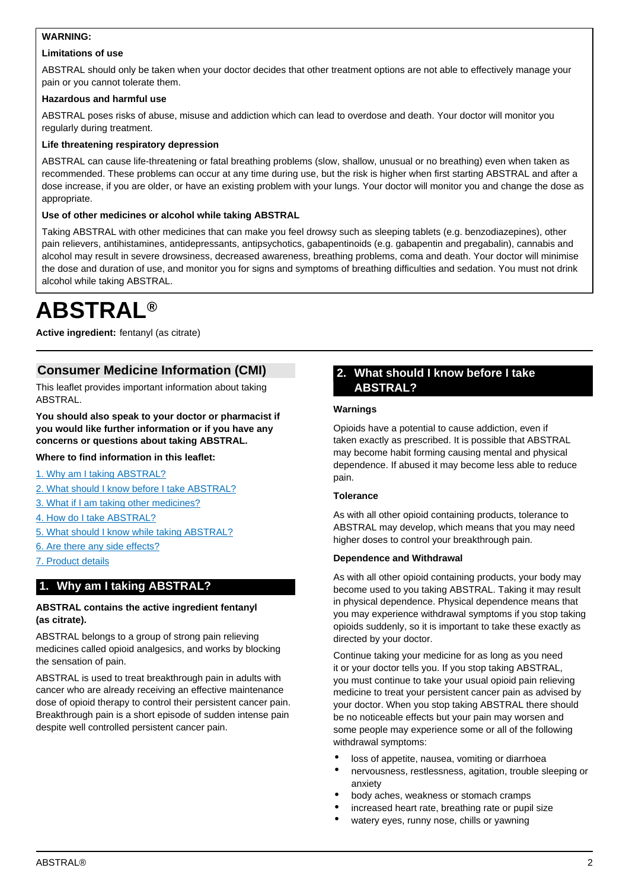**WARNING:**

**Limitations of use**

ABSTRAL should only be taken when your doctor decides that other treatment options are not able to effectively manage your pain or you cannot tolerate them.

**Hazardous and harmful use**

ABSTRAL poses risks of abuse, misuse and addiction which can lead to overdose and death. Your doctor will monitor you regularly during treatment.

**Life threatening respiratory depression**

ABSTRAL can cause life-threatening or fatal breathing problems (slow, shallow, unusual or no breathing) even when taken as recommended. These problems can occur at any time during use, but the risk is higher when first starting ABSTRAL and after a dose increase, if you are older, or have an existing problem with your lungs. Your doctor will monitor you and change the dose as appropriate.

**Use of other medicines or alcohol while taking ABSTRAL**

Taking ABSTRAL with other medicines that can make you feel drowsy such as sleeping tablets (e.g. benzodiazepines), other pain relievers, antihistamines, antidepressants, antipsychotics, gabapentinoids (e.g. gabapentin and pregabalin), cannabis and alcohol may result in severe drowsiness, decreased awareness, breathing problems, coma and death. Your doctor will minimise the dose and duration of use, and monitor you for signs and symptoms of breathing difficulties and sedation. You must not drink alcohol while taking ABSTRAL.

# ABSTRAL®

**Active ingredient:** fentanyl (as citrate)

## Consumer Medicine Information (CMI)

This leaflet provides important information about taking ABSTRAL.

**You should also speak to your doctor or pharmacist if you would like further information or if you have any concerns or questions about taking ABSTRAL.**

**Where to find information in this leaflet:**

1. Why am I taking ABSTRAL?
2. What should I know before I take ABSTRAL?
3. What if I am taking other medicines?
4. How do I take ABSTRAL?
5. What should I know while taking ABSTRAL?
6. Are there any side effects?
7. Product details

## 1. Why am I taking ABSTRAL?

**ABSTRAL contains the active ingredient fentanyl (as citrate).**

ABSTRAL belongs to a group of strong pain relieving medicines called opioid analgesics, and works by blocking the sensation of pain.

ABSTRAL is used to treat breakthrough pain in adults with cancer who are already receiving an effective maintenance dose of opioid therapy to control their persistent cancer pain. Breakthrough pain is a short episode of sudden intense pain despite well controlled persistent cancer pain.

## 2. What should I know before I take ABSTRAL?

**Warnings**

Opioids have a potential to cause addiction, even if taken exactly as prescribed. It is possible that ABSTRAL may become habit forming causing mental and physical dependence. If abused it may become less able to reduce pain.

**Tolerance**

As with all other opioid containing products, tolerance to ABSTRAL may develop, which means that you may need higher doses to control your breakthrough pain.

**Dependence and Withdrawal**

As with all other opioid containing products, your body may become used to you taking ABSTRAL. Taking it may result in physical dependence. Physical dependence means that you may experience withdrawal symptoms if you stop taking opioids suddenly, so it is important to take these exactly as directed by your doctor.

Continue taking your medicine for as long as you need it or your doctor tells you. If you stop taking ABSTRAL, you must continue to take your usual opioid pain relieving medicine to treat your persistent cancer pain as advised by your doctor. When you stop taking ABSTRAL there should be no noticeable effects but your pain may worsen and some people may experience some or all of the following withdrawal symptoms:

- loss of appetite, nausea, vomiting or diarrhoea
- nervousness, restlessness, agitation, trouble sleeping or anxiety
- body aches, weakness or stomach cramps
- increased heart rate, breathing rate or pupil size
- watery eyes, runny nose, chills or yawning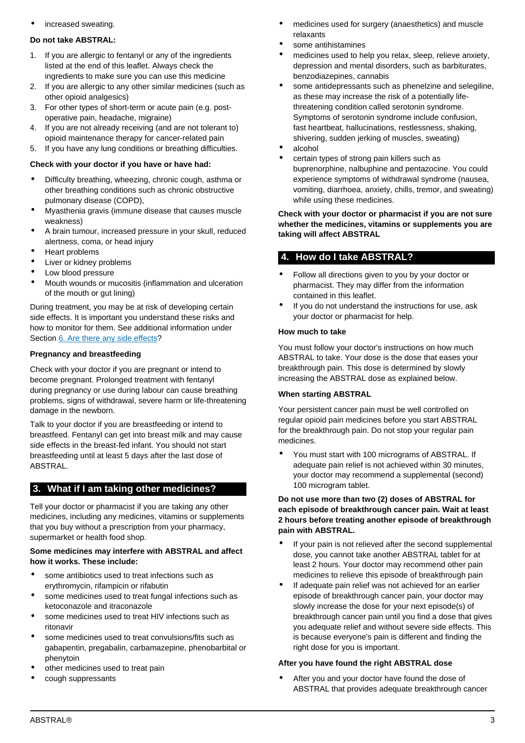- increased sweating.

**Do not take ABSTRAL:**

1. If you are allergic to fentanyl or any of the ingredients listed at the end of this leaflet. Always check the ingredients to make sure you can use this medicine
2. If you are allergic to any other similar medicines (such as other opioid analgesics)
3. For other types of short-term or acute pain (e.g. post-operative pain, headache, migraine)
4. If you are not already receiving (and are not tolerant to) opioid maintenance therapy for cancer-related pain
5. If you have any lung conditions or breathing difficulties.

**Check with your doctor if you have or have had:**

- Difficulty breathing, wheezing, chronic cough, asthma or other breathing conditions such as chronic obstructive pulmonary disease (COPD),
- Myasthenia gravis (immune disease that causes muscle weakness)
- A brain tumour, increased pressure in your skull, reduced alertness, coma, or head injury
- Heart problems
- Liver or kidney problems
- Low blood pressure
- Mouth wounds or mucositis (inflammation and ulceration of the mouth or gut lining)

During treatment, you may be at risk of developing certain side effects. It is important you understand these risks and how to monitor for them. See additional information under Section 6. Are there any side effects?

**Pregnancy and breastfeeding**

Check with your doctor if you are pregnant or intend to become pregnant. Prolonged treatment with fentanyl during pregnancy or use during labour can cause breathing problems, signs of withdrawal, severe harm or life-threatening damage in the newborn.

Talk to your doctor if you are breastfeeding or intend to breastfeed. Fentanyl can get into breast milk and may cause side effects in the breast-fed infant. You should not start breastfeeding until at least 5 days after the last dose of ABSTRAL.

## 3. What if I am taking other medicines?

Tell your doctor or pharmacist if you are taking any other medicines, including any medicines, vitamins or supplements that you buy without a prescription from your pharmacy, supermarket or health food shop.

**Some medicines may interfere with ABSTRAL and affect how it works. These include:**

- some antibiotics used to treat infections such as erythromycin, rifampicin or rifabutin
- some medicines used to treat fungal infections such as ketoconazole and itraconazole
- some medicines used to treat HIV infections such as ritonavir
- some medicines used to treat convulsions/fits such as gabapentin, pregabalin, carbamazepine, phenobarbital or phenytoin
- other medicines used to treat pain
- cough suppressants
- medicines used for surgery (anaesthetics) and muscle relaxants
- some antihistamines
- medicines used to help you relax, sleep, relieve anxiety, depression and mental disorders, such as barbiturates, benzodiazepines, cannabis
- some antidepressants such as phenelzine and selegiline, as these may increase the risk of a potentially life-threatening condition called serotonin syndrome. Symptoms of serotonin syndrome include confusion, fast heartbeat, hallucinations, restlessness, shaking, shivering, sudden jerking of muscles, sweating)
- alcohol
- certain types of strong pain killers such as buprenorphine, nalbuphine and pentazocine. You could experience symptoms of withdrawal syndrome (nausea, vomiting, diarrhoea, anxiety, chills, tremor, and sweating) while using these medicines.

**Check with your doctor or pharmacist if you are not sure whether the medicines, vitamins or supplements you are taking will affect ABSTRAL**

## 4. How do I take ABSTRAL?

- Follow all directions given to you by your doctor or pharmacist. They may differ from the information contained in this leaflet.
- If you do not understand the instructions for use, ask your doctor or pharmacist for help.

**How much to take**

You must follow your doctor's instructions on how much ABSTRAL to take. Your dose is the dose that eases your breakthrough pain. This dose is determined by slowly increasing the ABSTRAL dose as explained below.

**When starting ABSTRAL**

Your persistent cancer pain must be well controlled on regular opioid pain medicines before you start ABSTRAL for the breakthrough pain. Do not stop your regular pain medicines.

- You must start with 100 micrograms of ABSTRAL. If adequate pain relief is not achieved within 30 minutes, your doctor may recommend a supplemental (second) 100 microgram tablet.

**Do not use more than two (2) doses of ABSTRAL for each episode of breakthrough cancer pain. Wait at least 2 hours before treating another episode of breakthrough pain with ABSTRAL.**

- If your pain is not relieved after the second supplemental dose, you cannot take another ABSTRAL tablet for at least 2 hours. Your doctor may recommend other pain medicines to relieve this episode of breakthrough pain
- If adequate pain relief was not achieved for an earlier episode of breakthrough cancer pain, your doctor may slowly increase the dose for your next episode(s) of breakthrough cancer pain until you find a dose that gives you adequate relief and without severe side effects. This is because everyone's pain is different and finding the right dose for you is important.

**After you have found the right ABSTRAL dose**

- After you and your doctor have found the dose of ABSTRAL that provides adequate breakthrough cancer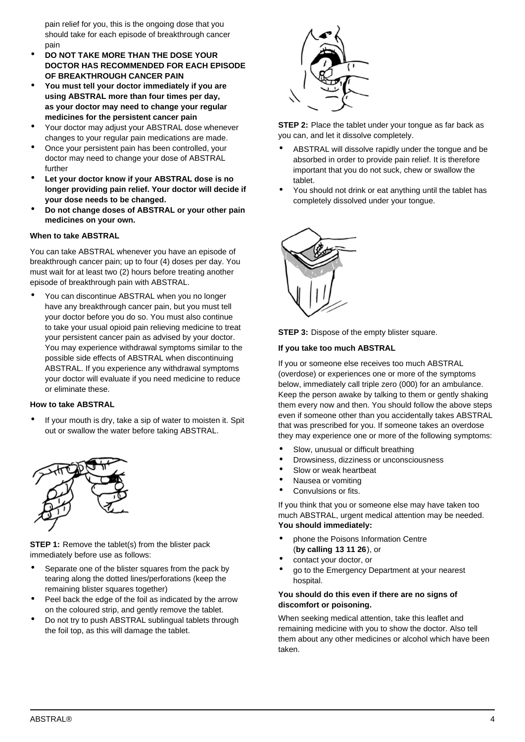pain relief for you, this is the ongoing dose that you should take for each episode of breakthrough cancer pain

- **DO NOT TAKE MORE THAN THE DOSE YOUR DOCTOR HAS RECOMMENDED FOR EACH EPISODE OF BREAKTHROUGH CANCER PAIN**
- **You must tell your doctor immediately if you are using ABSTRAL more than four times per day, as your doctor may need to change your regular medicines for the persistent cancer pain**
- Your doctor may adjust your ABSTRAL dose whenever changes to your regular pain medications are made.
- Once your persistent pain has been controlled, your doctor may need to change your dose of ABSTRAL further
- **Let your doctor know if your ABSTRAL dose is no longer providing pain relief. Your doctor will decide if your dose needs to be changed.**
- **Do not change doses of ABSTRAL or your other pain medicines on your own.**

**When to take ABSTRAL**

You can take ABSTRAL whenever you have an episode of breakthrough cancer pain; up to four (4) doses per day. You must wait for at least two (2) hours before treating another episode of breakthrough pain with ABSTRAL.

- You can discontinue ABSTRAL when you no longer have any breakthrough cancer pain, but you must tell your doctor before you do so. You must also continue to take your usual opioid pain relieving medicine to treat your persistent cancer pain as advised by your doctor. You may experience withdrawal symptoms similar to the possible side effects of ABSTRAL when discontinuing ABSTRAL. If you experience any withdrawal symptoms your doctor will evaluate if you need medicine to reduce or eliminate these.

**How to take ABSTRAL**

- If your mouth is dry, take a sip of water to moisten it. Spit out or swallow the water before taking ABSTRAL.

**STEP 1:** Remove the tablet(s) from the blister pack immediately before use as follows:

- Separate one of the blister squares from the pack by tearing along the dotted lines/perforations (keep the remaining blister squares together)
- Peel back the edge of the foil as indicated by the arrow on the coloured strip, and gently remove the tablet.
- Do not try to push ABSTRAL sublingual tablets through the foil top, as this will damage the tablet.

**STEP 2:** Place the tablet under your tongue as far back as you can, and let it dissolve completely.

- ABSTRAL will dissolve rapidly under the tongue and be absorbed in order to provide pain relief. It is therefore important that you do not suck, chew or swallow the tablet.
- You should not drink or eat anything until the tablet has completely dissolved under your tongue.

**STEP 3:** Dispose of the empty blister square.

**If you take too much ABSTRAL**

If you or someone else receives too much ABSTRAL (overdose) or experiences one or more of the symptoms below, immediately call triple zero (000) for an ambulance. Keep the person awake by talking to them or gently shaking them every now and then. You should follow the above steps even if someone other than you accidentally takes ABSTRAL that was prescribed for you. If someone takes an overdose they may experience one or more of the following symptoms:

- Slow, unusual or difficult breathing
- Drowsiness, dizziness or unconsciousness
- Slow or weak heartbeat
- Nausea or vomiting
- Convulsions or fits.

If you think that you or someone else may have taken too much ABSTRAL, urgent medical attention may be needed. **You should immediately:**

- phone the Poisons Information Centre (**by calling 13 11 26**), or
- contact your doctor, or
- go to the Emergency Department at your nearest hospital.

**You should do this even if there are no signs of discomfort or poisoning.**

When seeking medical attention, take this leaflet and remaining medicine with you to show the doctor. Also tell them about any other medicines or alcohol which have been taken.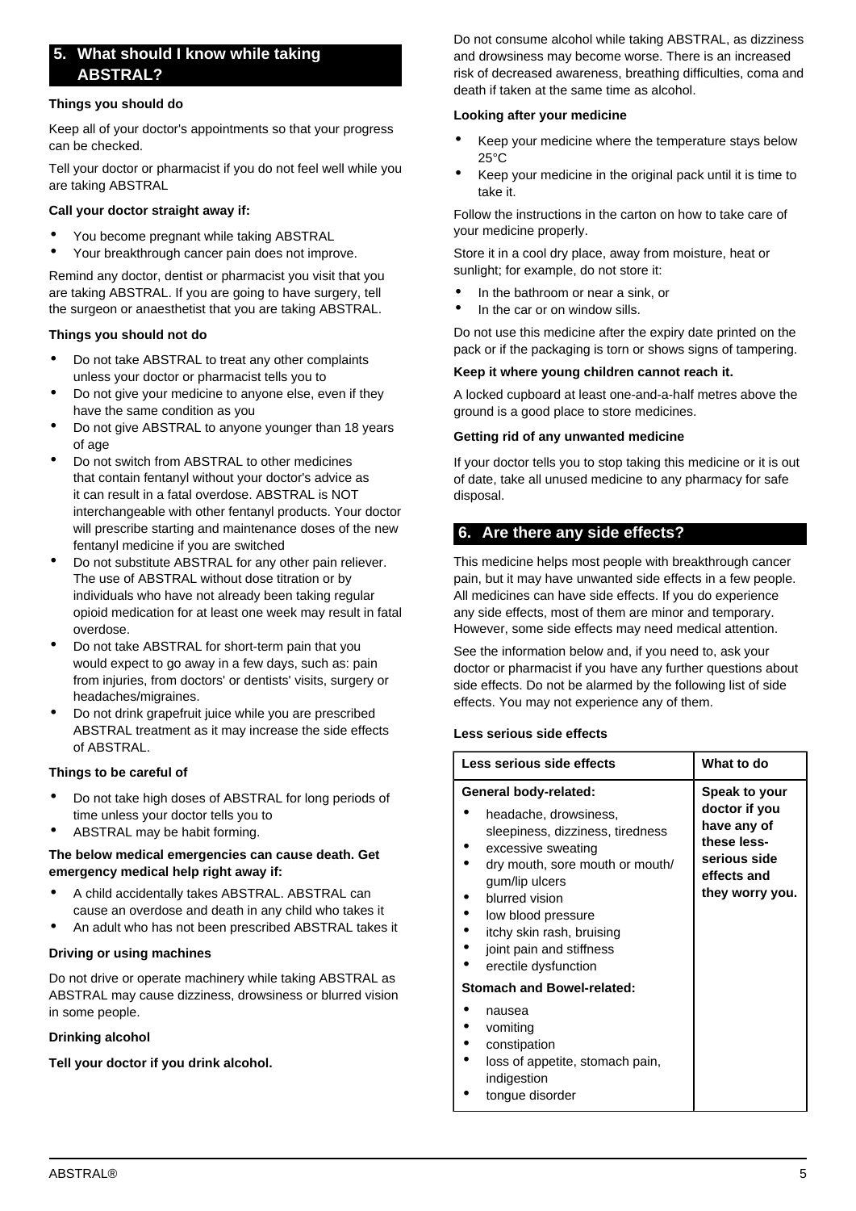## 5. What should I know while taking ABSTRAL?

**Things you should do**

Keep all of your doctor's appointments so that your progress can be checked.

Tell your doctor or pharmacist if you do not feel well while you are taking ABSTRAL

**Call your doctor straight away if:**

- You become pregnant while taking ABSTRAL
- Your breakthrough cancer pain does not improve.

Remind any doctor, dentist or pharmacist you visit that you are taking ABSTRAL. If you are going to have surgery, tell the surgeon or anaesthetist that you are taking ABSTRAL.

**Things you should not do**

- Do not take ABSTRAL to treat any other complaints unless your doctor or pharmacist tells you to
- Do not give your medicine to anyone else, even if they have the same condition as you
- Do not give ABSTRAL to anyone younger than 18 years of age
- Do not switch from ABSTRAL to other medicines that contain fentanyl without your doctor's advice as it can result in a fatal overdose. ABSTRAL is NOT interchangeable with other fentanyl products. Your doctor will prescribe starting and maintenance doses of the new fentanyl medicine if you are switched
- Do not substitute ABSTRAL for any other pain reliever. The use of ABSTRAL without dose titration or by individuals who have not already been taking regular opioid medication for at least one week may result in fatal overdose.
- Do not take ABSTRAL for short-term pain that you would expect to go away in a few days, such as: pain from injuries, from doctors' or dentists' visits, surgery or headaches/migraines.
- Do not drink grapefruit juice while you are prescribed ABSTRAL treatment as it may increase the side effects of ABSTRAL.

**Things to be careful of**

- Do not take high doses of ABSTRAL for long periods of time unless your doctor tells you to
- ABSTRAL may be habit forming.

**The below medical emergencies can cause death. Get emergency medical help right away if:**

- A child accidentally takes ABSTRAL. ABSTRAL can cause an overdose and death in any child who takes it
- An adult who has not been prescribed ABSTRAL takes it

**Driving or using machines**

Do not drive or operate machinery while taking ABSTRAL as ABSTRAL may cause dizziness, drowsiness or blurred vision in some people.

**Drinking alcohol**

**Tell your doctor if you drink alcohol.**

Do not consume alcohol while taking ABSTRAL, as dizziness and drowsiness may become worse. There is an increased risk of decreased awareness, breathing difficulties, coma and death if taken at the same time as alcohol.

**Looking after your medicine**

- Keep your medicine where the temperature stays below 25°C
- Keep your medicine in the original pack until it is time to take it.

Follow the instructions in the carton on how to take care of your medicine properly.

Store it in a cool dry place, away from moisture, heat or sunlight; for example, do not store it:

- In the bathroom or near a sink, or
- In the car or on window sills.

Do not use this medicine after the expiry date printed on the pack or if the packaging is torn or shows signs of tampering.

**Keep it where young children cannot reach it.**

A locked cupboard at least one-and-a-half metres above the ground is a good place to store medicines.

**Getting rid of any unwanted medicine**

If your doctor tells you to stop taking this medicine or it is out of date, take all unused medicine to any pharmacy for safe disposal.

## 6. Are there any side effects?

This medicine helps most people with breakthrough cancer pain, but it may have unwanted side effects in a few people. All medicines can have side effects. If you do experience any side effects, most of them are minor and temporary. However, some side effects may need medical attention.

See the information below and, if you need to, ask your doctor or pharmacist if you have any further questions about side effects. Do not be alarmed by the following list of side effects. You may not experience any of them.

**Less serious side effects**

| Less serious side effects | What to do |
|---|---|
| **General body-related:**<br>• headache, drowsiness, sleepiness, dizziness, tiredness<br>• excessive sweating<br>• dry mouth, sore mouth or mouth/gum/lip ulcers<br>• blurred vision<br>• low blood pressure<br>• itchy skin rash, bruising<br>• joint pain and stiffness<br>• erectile dysfunction<br>**Stomach and Bowel-related:**<br>• nausea<br>• vomiting<br>• constipation<br>• loss of appetite, stomach pain, indigestion<br>• tongue disorder | **Speak to your doctor if you have any of these less-serious side effects and they worry you.** |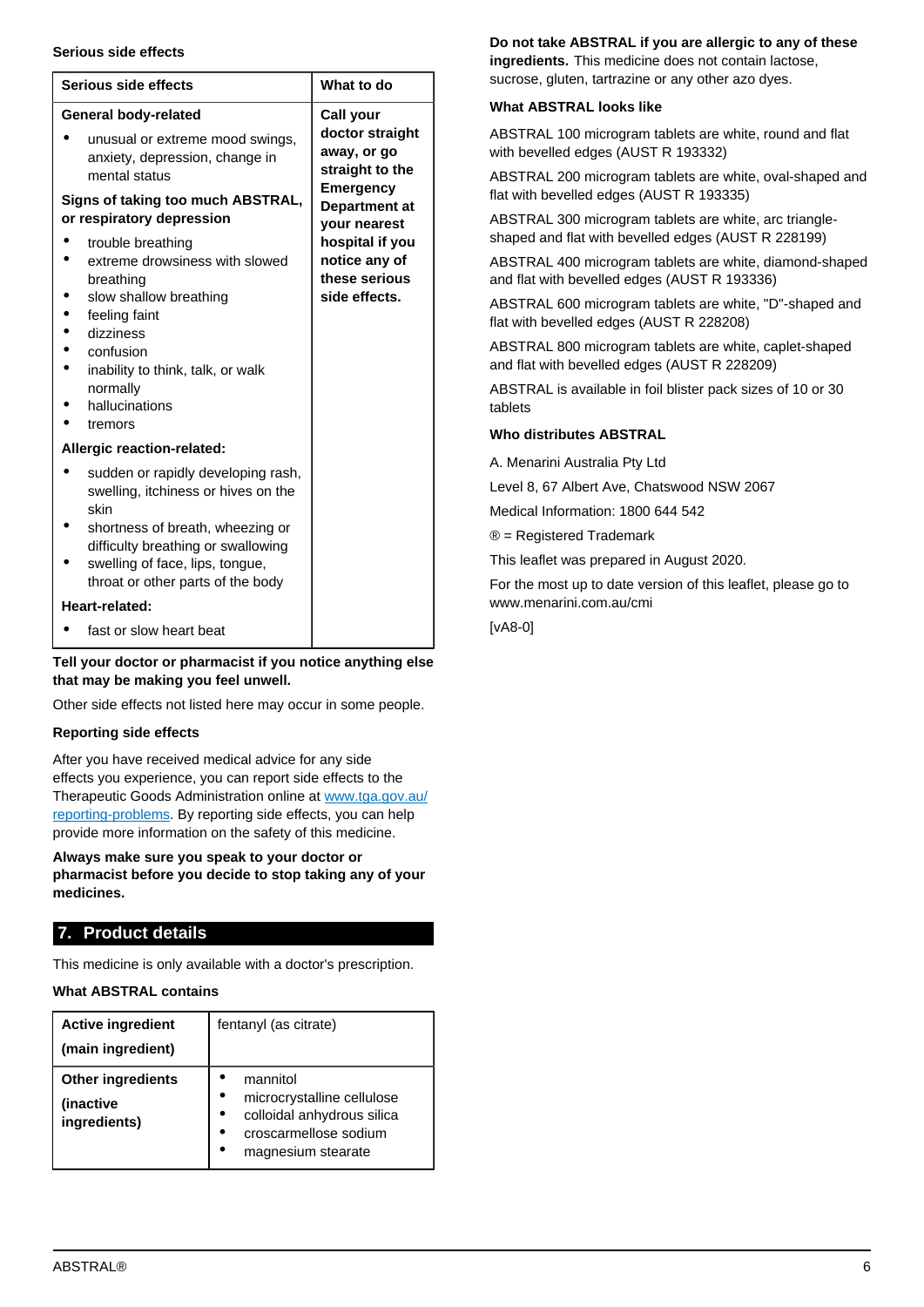**Serious side effects**

| Serious side effects | What to do |
| --- | --- |
| **General body-related**<br>• unusual or extreme mood swings, anxiety, depression, change in mental status<br>**Signs of taking too much ABSTRAL, or respiratory depression**<br>• trouble breathing<br>• extreme drowsiness with slowed breathing<br>• slow shallow breathing<br>• feeling faint<br>• dizziness<br>• confusion<br>• inability to think, talk, or walk normally<br>• hallucinations<br>• tremors<br>**Allergic reaction-related:**<br>• sudden or rapidly developing rash, swelling, itchiness or hives on the skin<br>• shortness of breath, wheezing or difficulty breathing or swallowing<br>• swelling of face, lips, tongue, throat or other parts of the body<br>**Heart-related:**<br>• fast or slow heart beat | **Call your doctor straight away, or go straight to the Emergency Department at your nearest hospital if you notice any of these serious side effects.** |

**Tell your doctor or pharmacist if you notice anything else that may be making you feel unwell.**

Other side effects not listed here may occur in some people.

**Reporting side effects**

After you have received medical advice for any side effects you experience, you can report side effects to the Therapeutic Goods Administration online at www.tga.gov.au/reporting-problems. By reporting side effects, you can help provide more information on the safety of this medicine.

**Always make sure you speak to your doctor or pharmacist before you decide to stop taking any of your medicines.**

## 7. Product details

This medicine is only available with a doctor's prescription.

**What ABSTRAL contains**

| | |
| --- | --- |
| **Active ingredient (main ingredient)** | fentanyl (as citrate) |
| **Other ingredients (inactive ingredients)** | • mannitol<br>• microcrystalline cellulose<br>• colloidal anhydrous silica<br>• croscarmellose sodium<br>• magnesium stearate |

**Do not take ABSTRAL if you are allergic to any of these ingredients.** This medicine does not contain lactose, sucrose, gluten, tartrazine or any other azo dyes.

**What ABSTRAL looks like**

ABSTRAL 100 microgram tablets are white, round and flat with bevelled edges (AUST R 193332)

ABSTRAL 200 microgram tablets are white, oval-shaped and flat with bevelled edges (AUST R 193335)

ABSTRAL 300 microgram tablets are white, arc triangle-shaped and flat with bevelled edges (AUST R 228199)

ABSTRAL 400 microgram tablets are white, diamond-shaped and flat with bevelled edges (AUST R 193336)

ABSTRAL 600 microgram tablets are white, "D"-shaped and flat with bevelled edges (AUST R 228208)

ABSTRAL 800 microgram tablets are white, caplet-shaped and flat with bevelled edges (AUST R 228209)

ABSTRAL is available in foil blister pack sizes of 10 or 30 tablets

**Who distributes ABSTRAL**

A. Menarini Australia Pty Ltd

Level 8, 67 Albert Ave, Chatswood NSW 2067

Medical Information: 1800 644 542

® = Registered Trademark

This leaflet was prepared in August 2020.

For the most up to date version of this leaflet, please go to www.menarini.com.au/cmi

[vA8-0]